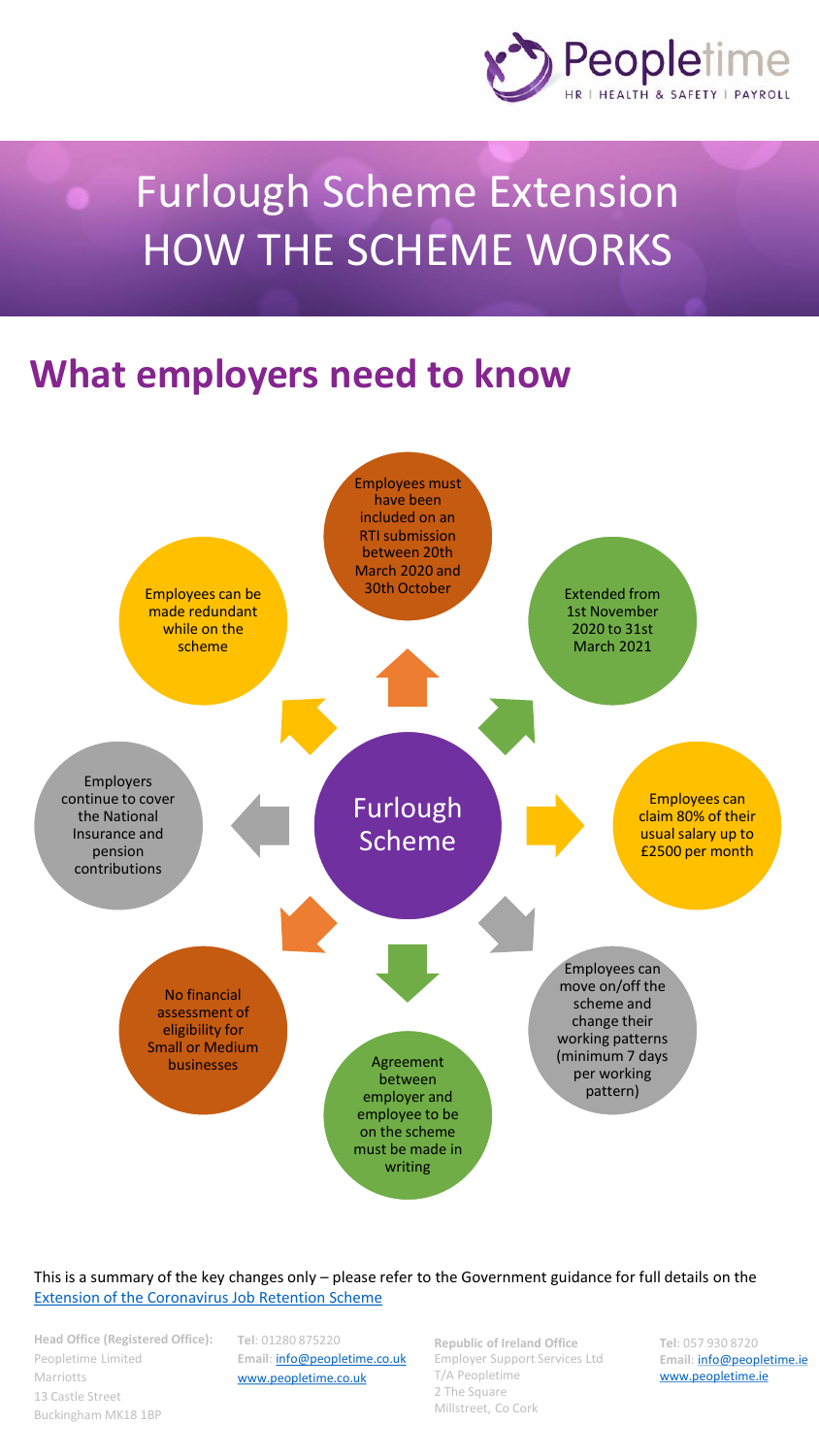# Furlough Scheme Extension
# HOW THE SCHEME WORKS

## What employers need to know

**Furlough Scheme**

- Employees must have been included on an RTI submission between 20th March 2020 and 30th October
- Extended from 1st November 2020 to 31st March 2021
- Employees can claim 80% of their usual salary up to £2500 per month
- Employees can move on/off the scheme and change their working patterns (minimum 7 days per working pattern)
- Agreement between employer and employee to be on the scheme must be made in writing
- No financial assessment of eligibility for Small or Medium businesses
- Employers continue to cover the National Insurance and pension contributions
- Employees can be made redundant while on the scheme

This is a summary of the key changes only – please refer to the Government guidance for full details on the [Extension of the Coronavirus Job Retention Scheme]

**Head Office (Registered Office):**
Peopletime Limited
Marriotts
13 Castle Street
Buckingham MK18 1BP

**Tel**: 01280 875220
**Email**: info@peopletime.co.uk
www.peopletime.co.uk

**Republic of Ireland Office**
Employer Support Services Ltd
T/A Peopletime
2 The Square
Millstreet, Co Cork

**Tel**: 057 930 8720
**Email**: info@peopletime.ie
www.peopletime.ie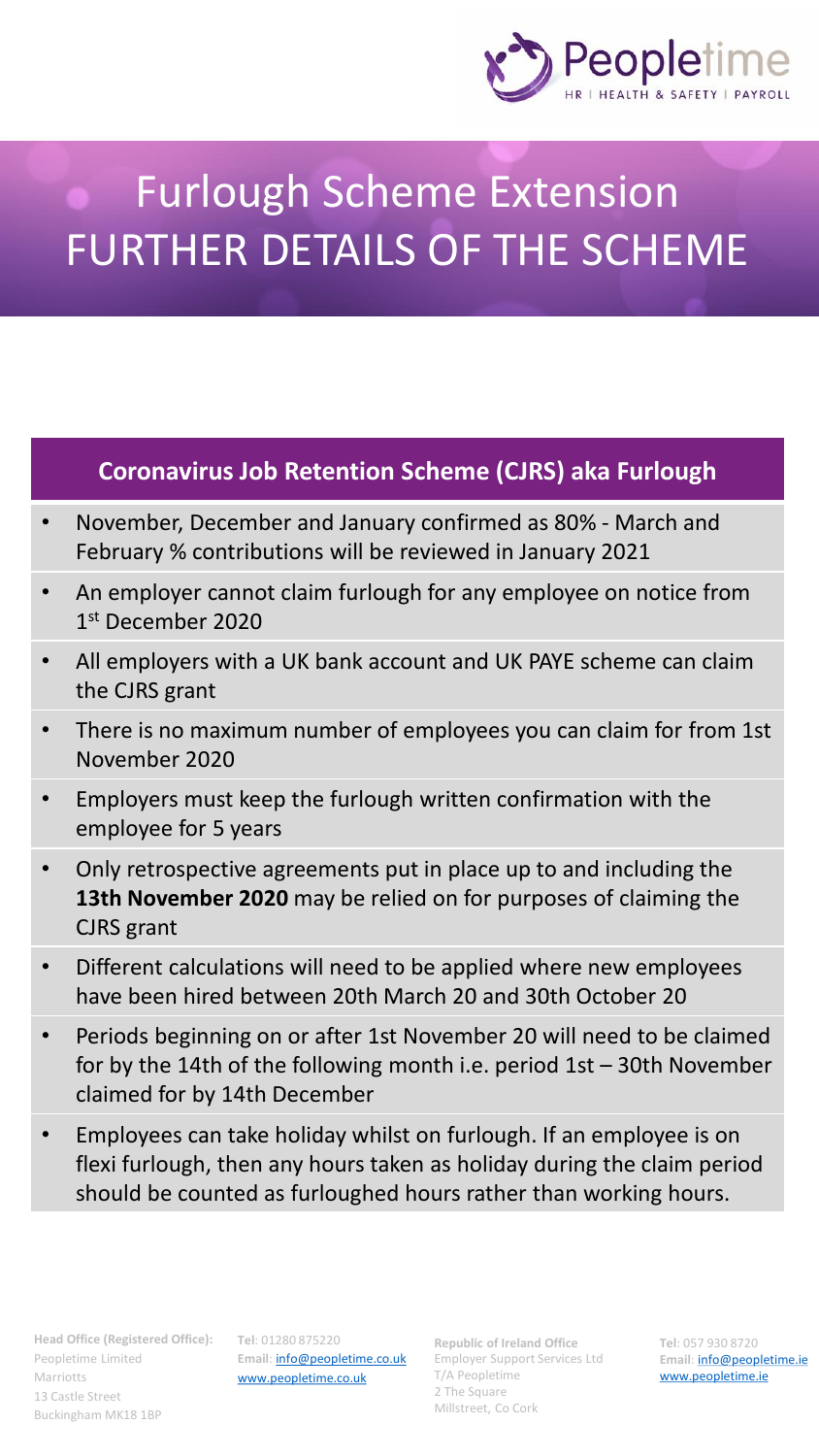# Furlough Scheme Extension
# FURTHER DETAILS OF THE SCHEME

## Coronavirus Job Retention Scheme (CJRS) aka Furlough

- November, December and January confirmed as 80% - March and February % contributions will be reviewed in January 2021
- An employer cannot claim furlough for any employee on notice from 1st December 2020
- All employers with a UK bank account and UK PAYE scheme can claim the CJRS grant
- There is no maximum number of employees you can claim for from 1st November 2020
- Employers must keep the furlough written confirmation with the employee for 5 years
- Only retrospective agreements put in place up to and including the **13th November 2020** may be relied on for purposes of claiming the CJRS grant
- Different calculations will need to be applied where new employees have been hired between 20th March 20 and 30th October 20
- Periods beginning on or after 1st November 20 will need to be claimed for by the 14th of the following month i.e. period 1st – 30th November claimed for by 14th December
- Employees can take holiday whilst on furlough. If an employee is on flexi furlough, then any hours taken as holiday during the claim period should be counted as furloughed hours rather than working hours.

**Head Office (Registered Office):**
Peopletime Limited
Marriotts
13 Castle Street
Buckingham MK18 1BP

**Tel**: 01280 875220
**Email**: info@peopletime.co.uk
www.peopletime.co.uk

**Republic of Ireland Office**
Employer Support Services Ltd
T/A Peopletime
2 The Square
Millstreet, Co Cork

**Tel**: 057 930 8720
**Email**: info@peopletime.ie
www.peopletime.ie